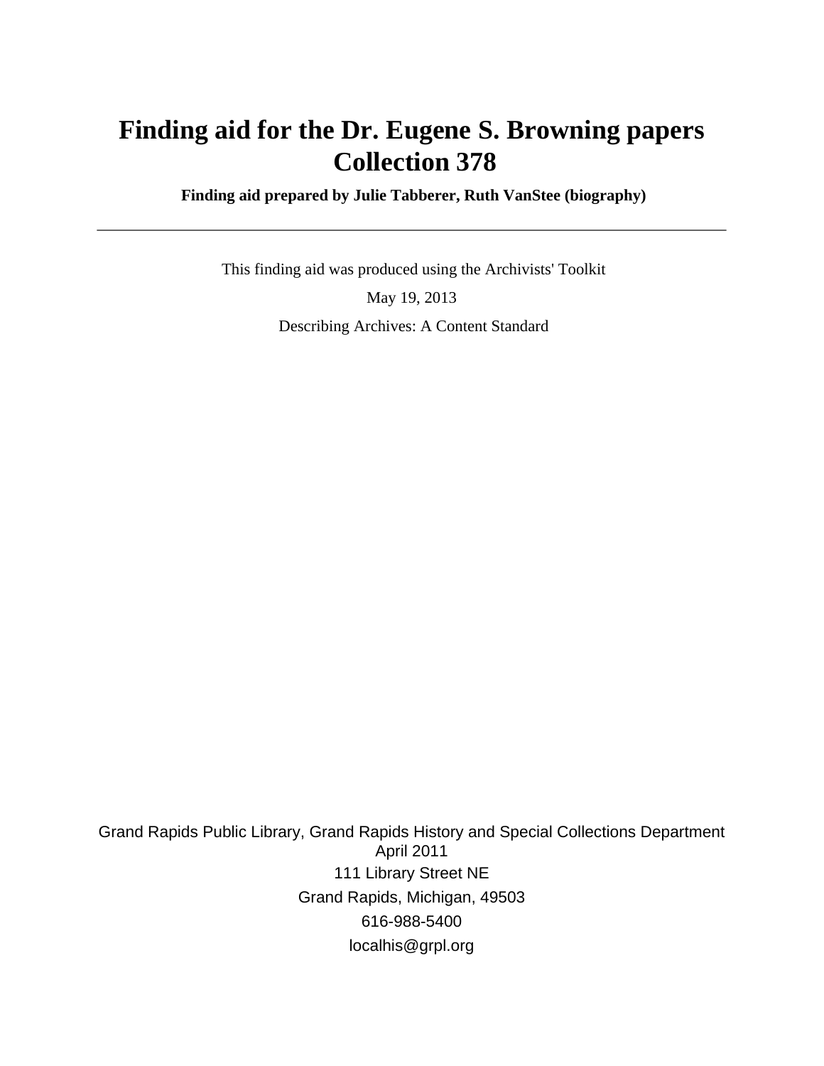# Finding aid for the Dr. Eugene S. Browning papers Collection 378

**Finding aid prepared by Julie Tabberer, Ruth VanStee (biography)**

---

This finding aid was produced using the Archivists' Toolkit

May 19, 2013

Describing Archives: A Content Standard

Grand Rapids Public Library, Grand Rapids History and Special Collections Department
April 2011

111 Library Street NE

Grand Rapids, Michigan, 49503

616-988-5400

localhis@grpl.org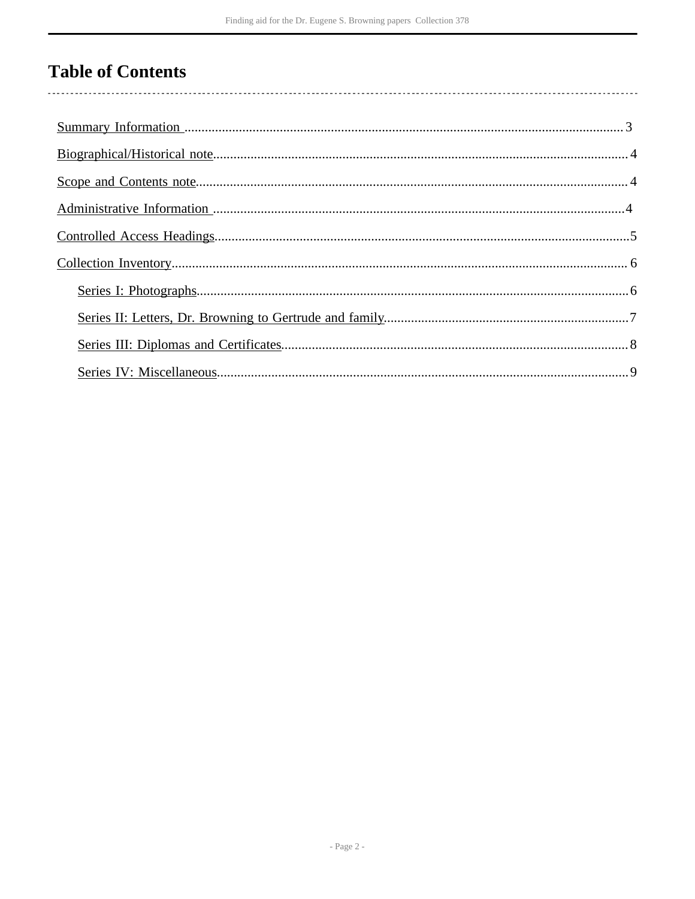# Table of Contents

- Summary Information ........................................ 3
- Biographical/Historical note ........................................ 4
- Scope and Contents note ........................................ 4
- Administrative Information ........................................ 4
- Controlled Access Headings ........................................ 5
- Collection Inventory ........................................ 6
    - Series I: Photographs ........................................ 6
    - Series II: Letters, Dr. Browning to Gertrude and family ........................................ 7
    - Series III: Diplomas and Certificates ........................................ 8
    - Series IV: Miscellaneous ........................................ 9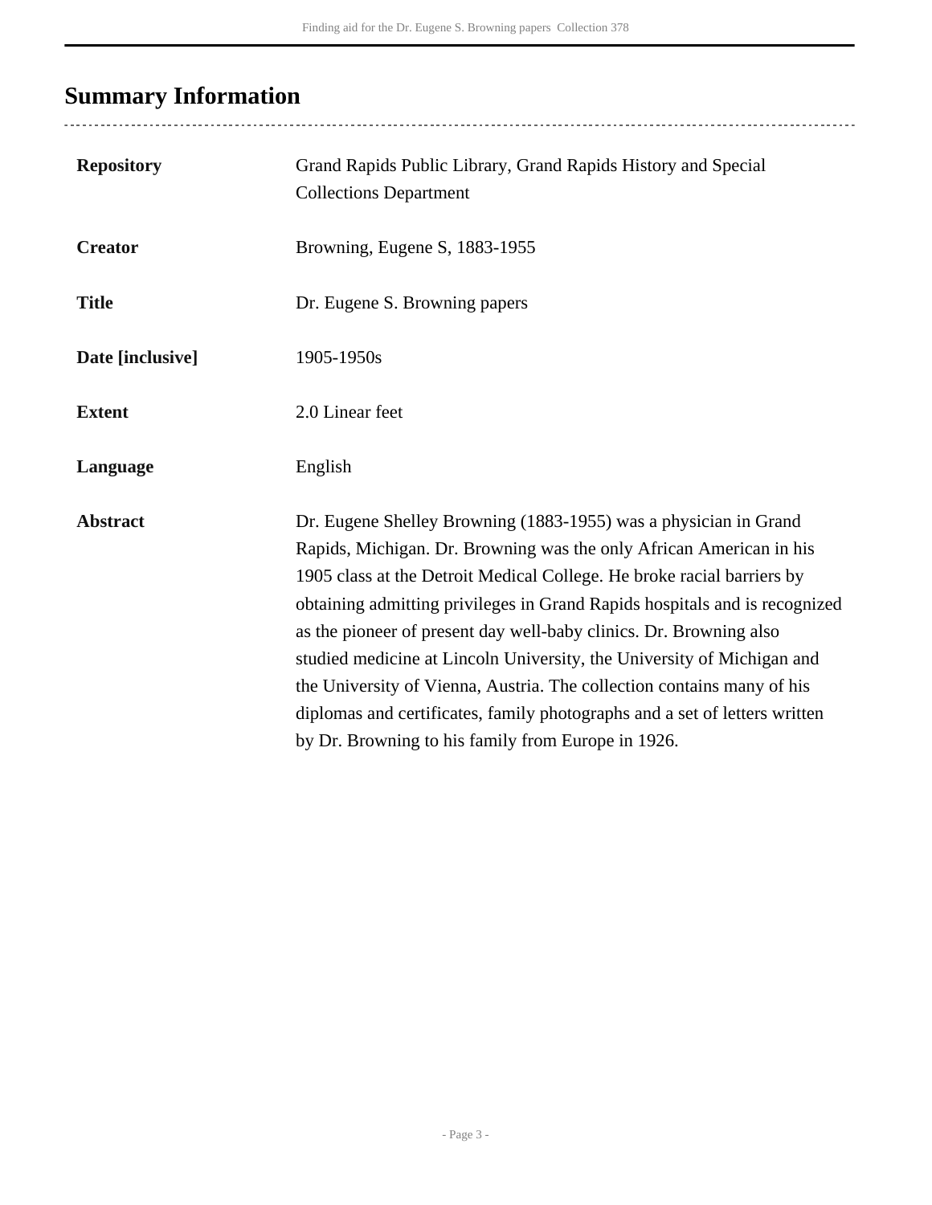## Summary Information

| | |
|---|---|
| **Repository** | Grand Rapids Public Library, Grand Rapids History and Special Collections Department |
| **Creator** | Browning, Eugene S, 1883-1955 |
| **Title** | Dr. Eugene S. Browning papers |
| **Date [inclusive]** | 1905-1950s |
| **Extent** | 2.0 Linear feet |
| **Language** | English |
| **Abstract** | Dr. Eugene Shelley Browning (1883-1955) was a physician in Grand Rapids, Michigan. Dr. Browning was the only African American in his 1905 class at the Detroit Medical College. He broke racial barriers by obtaining admitting privileges in Grand Rapids hospitals and is recognized as the pioneer of present day well-baby clinics. Dr. Browning also studied medicine at Lincoln University, the University of Michigan and the University of Vienna, Austria. The collection contains many of his diplomas and certificates, family photographs and a set of letters written by Dr. Browning to his family from Europe in 1926. |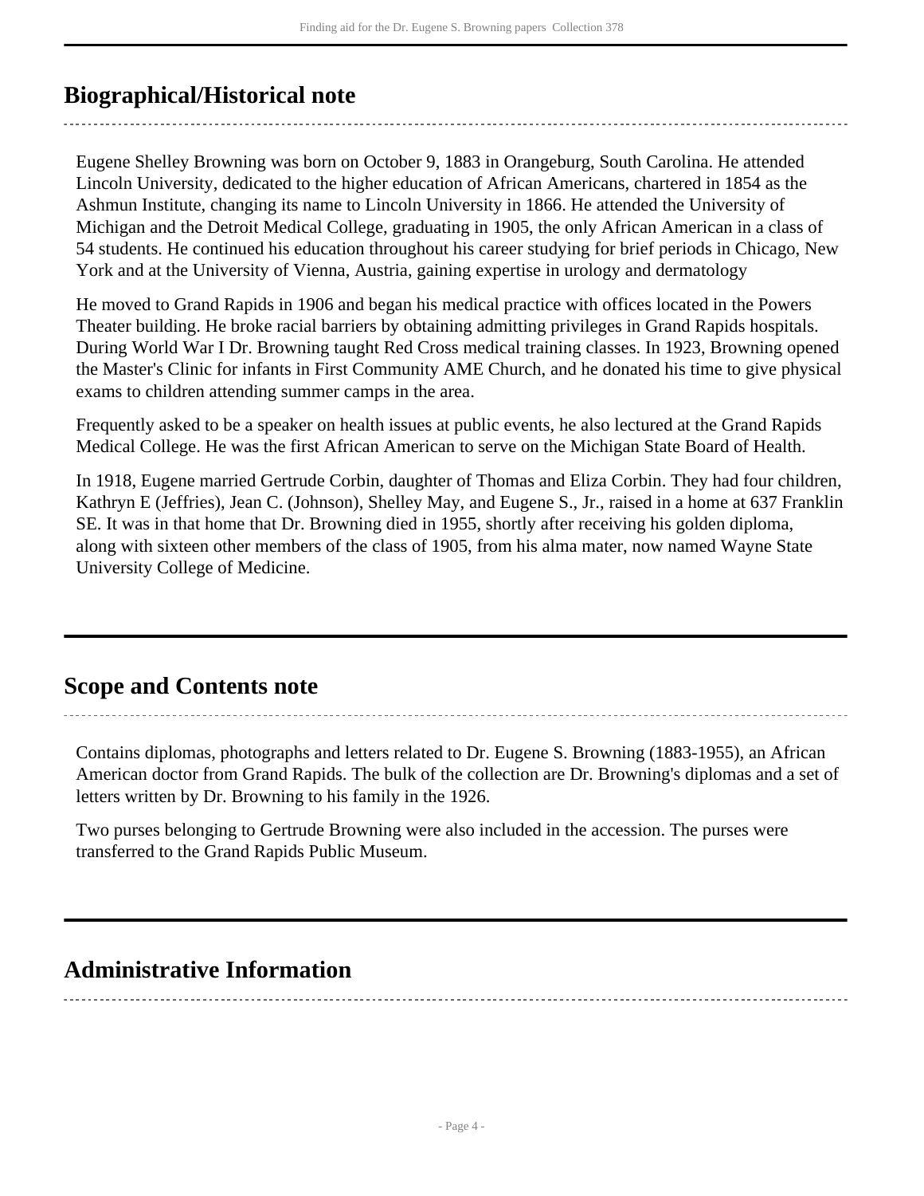## Biographical/Historical note

Eugene Shelley Browning was born on October 9, 1883 in Orangeburg, South Carolina. He attended Lincoln University, dedicated to the higher education of African Americans, chartered in 1854 as the Ashmun Institute, changing its name to Lincoln University in 1866. He attended the University of Michigan and the Detroit Medical College, graduating in 1905, the only African American in a class of 54 students. He continued his education throughout his career studying for brief periods in Chicago, New York and at the University of Vienna, Austria, gaining expertise in urology and dermatology

He moved to Grand Rapids in 1906 and began his medical practice with offices located in the Powers Theater building. He broke racial barriers by obtaining admitting privileges in Grand Rapids hospitals. During World War I Dr. Browning taught Red Cross medical training classes. In 1923, Browning opened the Master's Clinic for infants in First Community AME Church, and he donated his time to give physical exams to children attending summer camps in the area.

Frequently asked to be a speaker on health issues at public events, he also lectured at the Grand Rapids Medical College. He was the first African American to serve on the Michigan State Board of Health.

In 1918, Eugene married Gertrude Corbin, daughter of Thomas and Eliza Corbin. They had four children, Kathryn E (Jeffries), Jean C. (Johnson), Shelley May, and Eugene S., Jr., raised in a home at 637 Franklin SE. It was in that home that Dr. Browning died in 1955, shortly after receiving his golden diploma, along with sixteen other members of the class of 1905, from his alma mater, now named Wayne State University College of Medicine.

## Scope and Contents note

Contains diplomas, photographs and letters related to Dr. Eugene S. Browning (1883-1955), an African American doctor from Grand Rapids. The bulk of the collection are Dr. Browning's diplomas and a set of letters written by Dr. Browning to his family in the 1926.

Two purses belonging to Gertrude Browning were also included in the accession. The purses were transferred to the Grand Rapids Public Museum.

## Administrative Information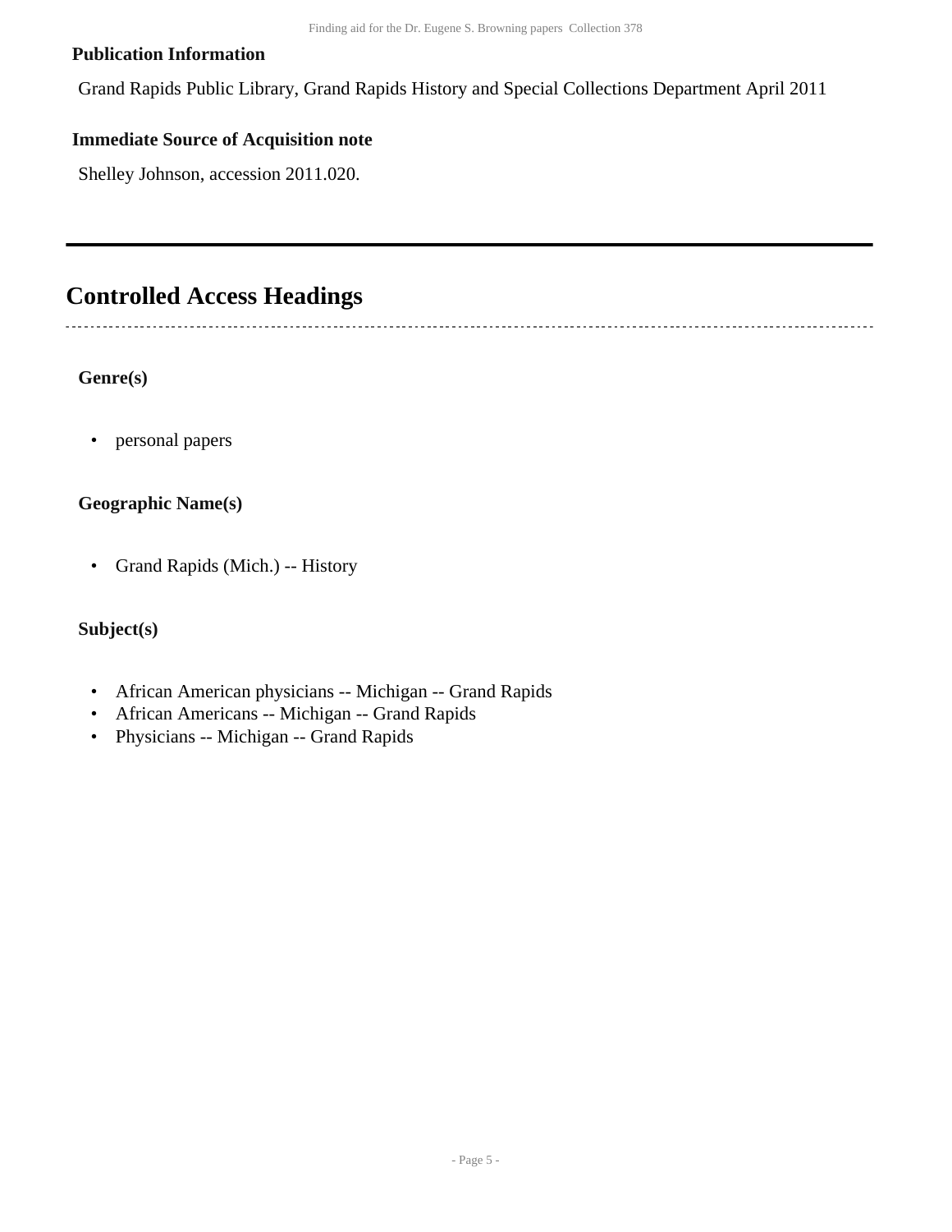**Publication Information**

Grand Rapids Public Library, Grand Rapids History and Special Collections Department April 2011

**Immediate Source of Acquisition note**

Shelley Johnson, accession 2011.020.

## Controlled Access Headings

**Genre(s)**

- personal papers

**Geographic Name(s)**

- Grand Rapids (Mich.) -- History

**Subject(s)**

- African American physicians -- Michigan -- Grand Rapids
- African Americans -- Michigan -- Grand Rapids
- Physicians -- Michigan -- Grand Rapids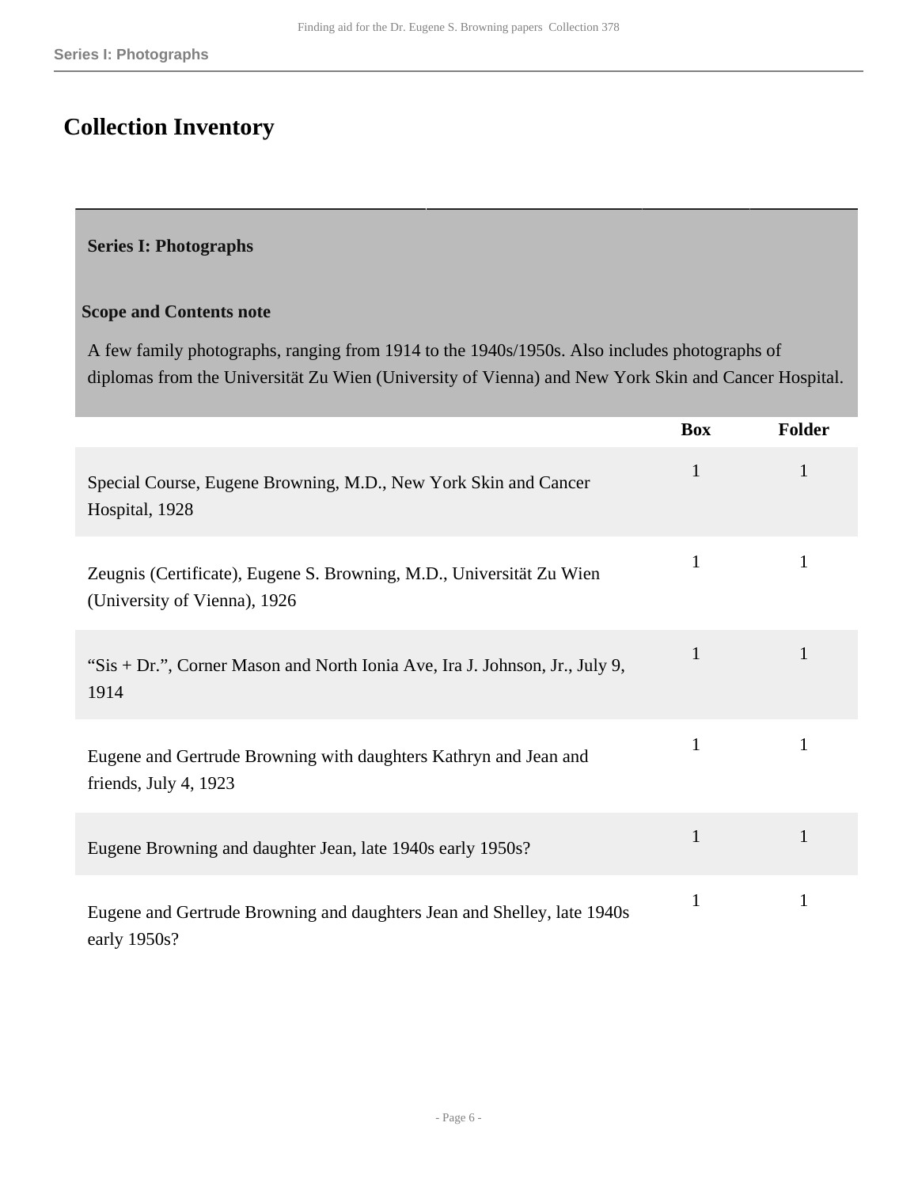## Collection Inventory

### Series I: Photographs

**Scope and Contents note**

A few family photographs, ranging from 1914 to the 1940s/1950s. Also includes photographs of diplomas from the Universität Zu Wien (University of Vienna) and New York Skin and Cancer Hospital.

| | Box | Folder |
|---|---|---|
| Special Course, Eugene Browning, M.D., New York Skin and Cancer Hospital, 1928 | 1 | 1 |
| Zeugnis (Certificate), Eugene S. Browning, M.D., Universität Zu Wien (University of Vienna), 1926 | 1 | 1 |
| "Sis + Dr.", Corner Mason and North Ionia Ave, Ira J. Johnson, Jr., July 9, 1914 | 1 | 1 |
| Eugene and Gertrude Browning with daughters Kathryn and Jean and friends, July 4, 1923 | 1 | 1 |
| Eugene Browning and daughter Jean, late 1940s early 1950s? | 1 | 1 |
| Eugene and Gertrude Browning and daughters Jean and Shelley, late 1940s early 1950s? | 1 | 1 |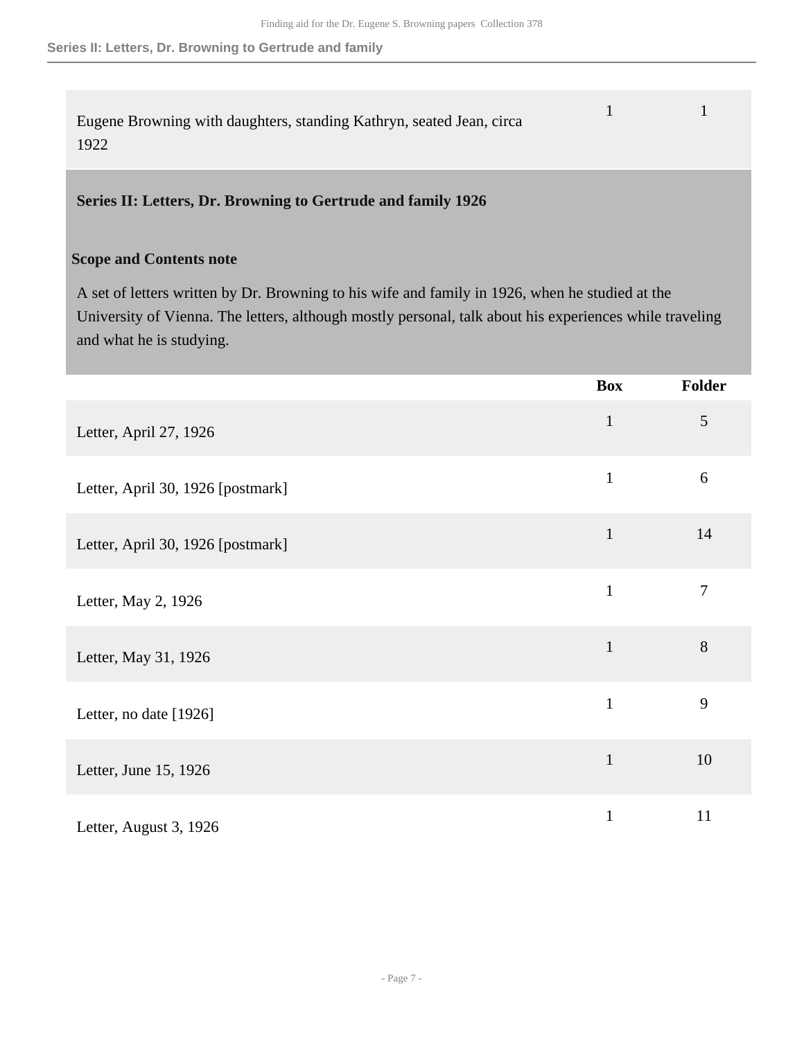| | Box | Folder |
|---|---|---|
| Eugene Browning with daughters, standing Kathryn, seated Jean, circa 1922 | 1 | 1 |

### Series II: Letters, Dr. Browning to Gertrude and family 1926

**Scope and Contents note**

A set of letters written by Dr. Browning to his wife and family in 1926, when he studied at the University of Vienna. The letters, although mostly personal, talk about his experiences while traveling and what he is studying.

| | Box | Folder |
|---|---|---|
| Letter, April 27, 1926 | 1 | 5 |
| Letter, April 30, 1926 [postmark] | 1 | 6 |
| Letter, April 30, 1926 [postmark] | 1 | 14 |
| Letter, May 2, 1926 | 1 | 7 |
| Letter, May 31, 1926 | 1 | 8 |
| Letter, no date [1926] | 1 | 9 |
| Letter, June 15, 1926 | 1 | 10 |
| Letter, August 3, 1926 | 1 | 11 |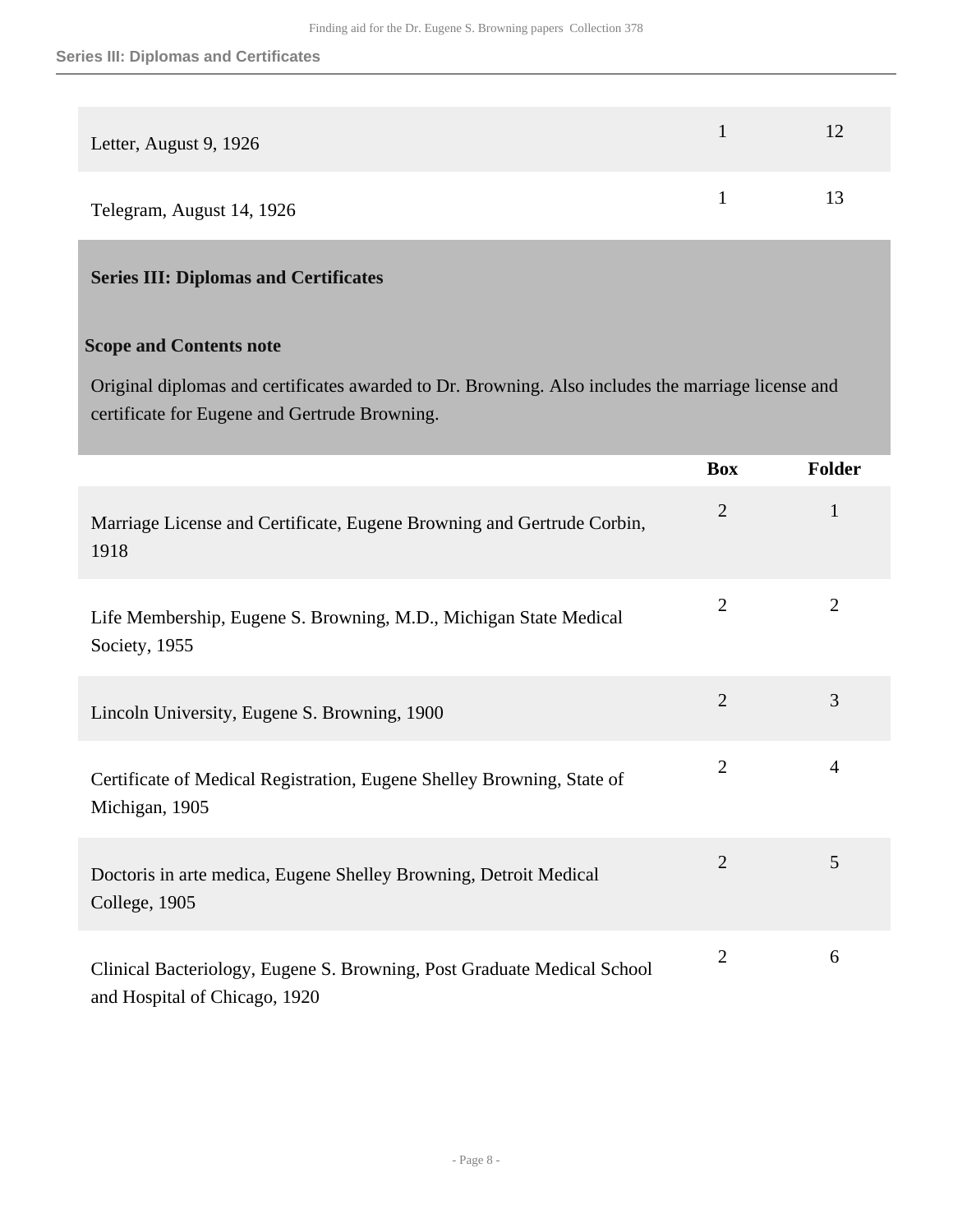| | Box | Folder |
|---|---|---|
| Letter, August 9, 1926 | 1 | 12 |
| Telegram, August 14, 1926 | 1 | 13 |

## Series III: Diplomas and Certificates

### Scope and Contents note

Original diplomas and certificates awarded to Dr. Browning. Also includes the marriage license and certificate for Eugene and Gertrude Browning.

| | Box | Folder |
|---|---|---|
| Marriage License and Certificate, Eugene Browning and Gertrude Corbin, 1918 | 2 | 1 |
| Life Membership, Eugene S. Browning, M.D., Michigan State Medical Society, 1955 | 2 | 2 |
| Lincoln University, Eugene S. Browning, 1900 | 2 | 3 |
| Certificate of Medical Registration, Eugene Shelley Browning, State of Michigan, 1905 | 2 | 4 |
| Doctoris in arte medica, Eugene Shelley Browning, Detroit Medical College, 1905 | 2 | 5 |
| Clinical Bacteriology, Eugene S. Browning, Post Graduate Medical School and Hospital of Chicago, 1920 | 2 | 6 |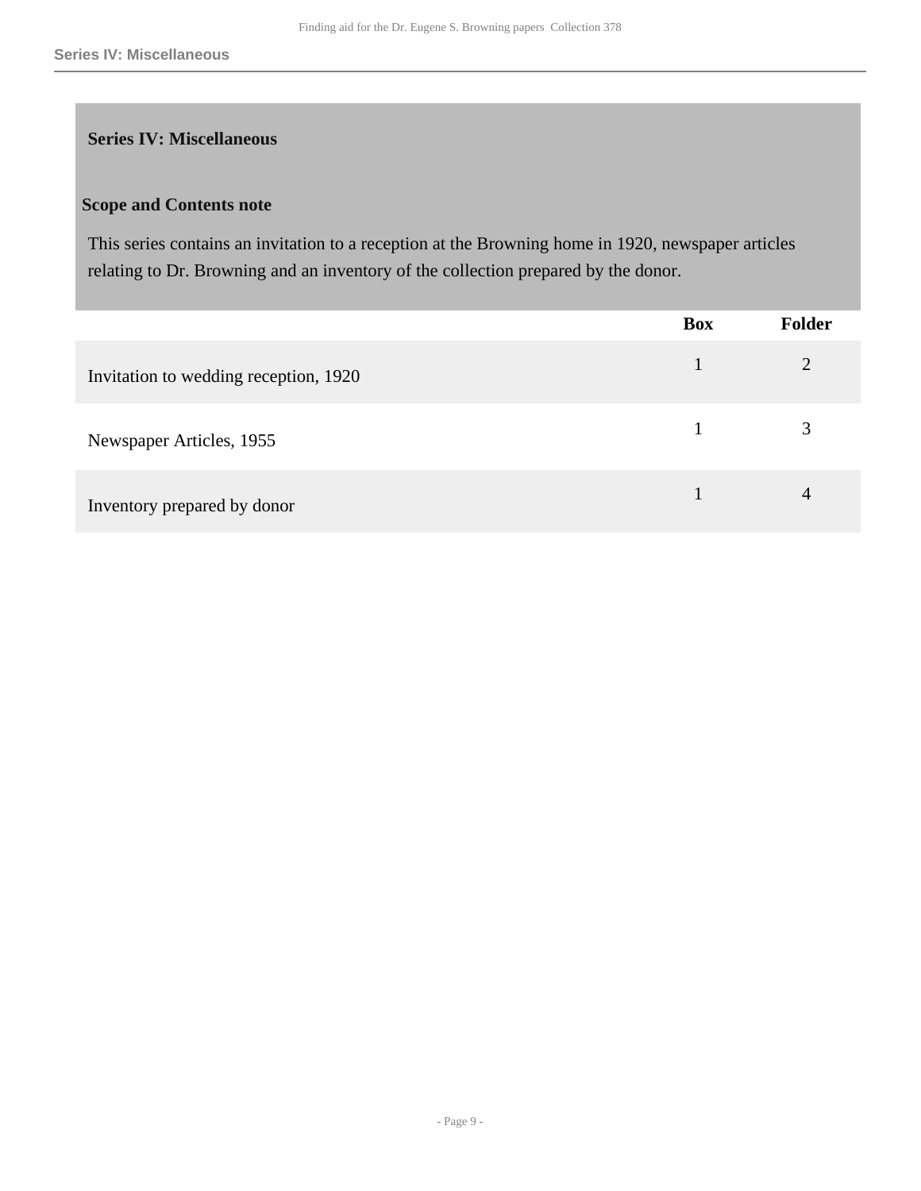## Series IV: Miscellaneous

### Scope and Contents note

This series contains an invitation to a reception at the Browning home in 1920, newspaper articles relating to Dr. Browning and an inventory of the collection prepared by the donor.

| | Box | Folder |
|---|---|---|
| Invitation to wedding reception, 1920 | 1 | 2 |
| Newspaper Articles, 1955 | 1 | 3 |
| Inventory prepared by donor | 1 | 4 |